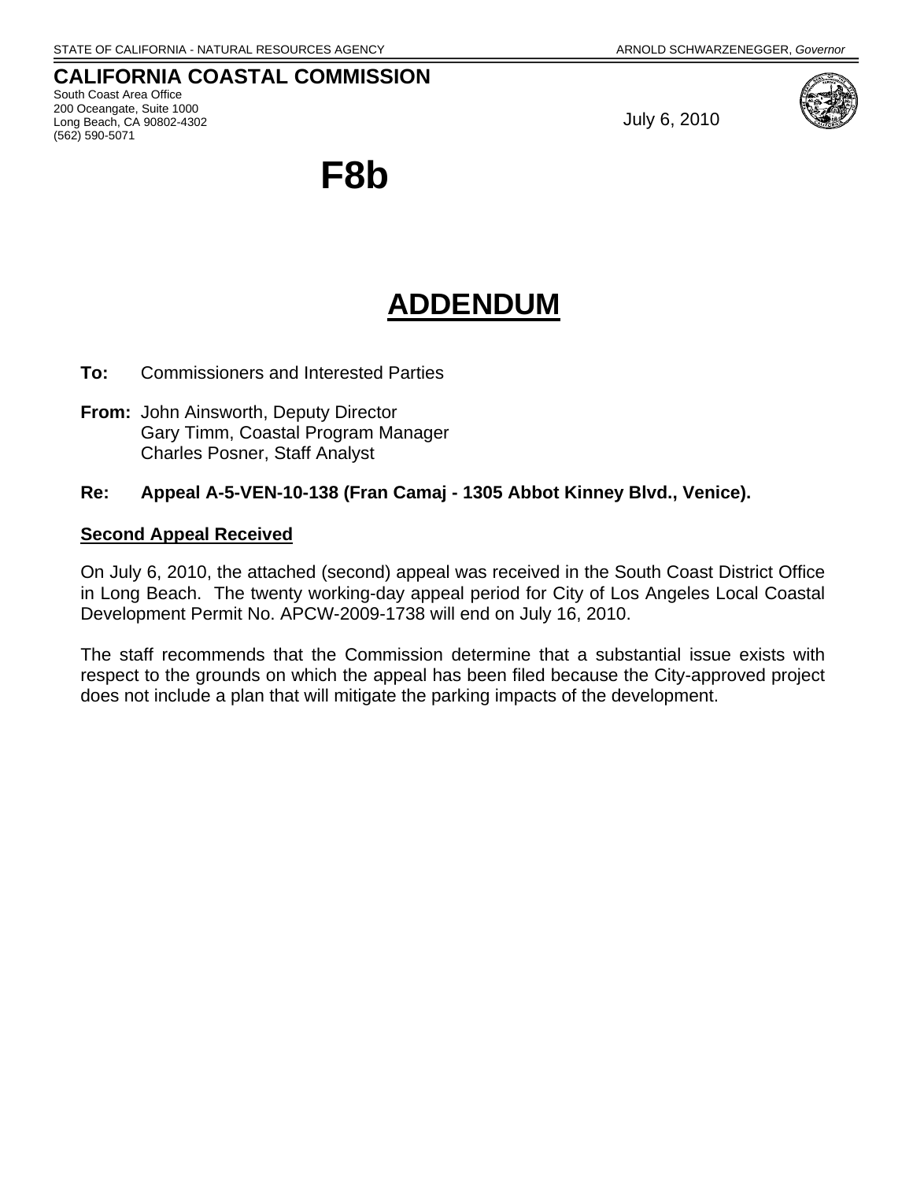STATE OF CALIFORNIA - NATURAL RESOURCES AGENCY ARNOLD SCHWARZENEGGER, *Governor*

**CALIFORNIA COASTAL COMMISSION**
South Coast Area Office
200 Oceangate, Suite 1000
Long Beach, CA 90802-4302
(562) 590-5071

July 6, 2010

# F8b

## ADDENDUM

**To:** Commissioners and Interested Parties

**From:** John Ainsworth, Deputy Director
Gary Timm, Coastal Program Manager
Charles Posner, Staff Analyst

**Re: Appeal A-5-VEN-10-138 (Fran Camaj - 1305 Abbot Kinney Blvd., Venice).**

**Second Appeal Received**

On July 6, 2010, the attached (second) appeal was received in the South Coast District Office in Long Beach. The twenty working-day appeal period for City of Los Angeles Local Coastal Development Permit No. APCW-2009-1738 will end on July 16, 2010.

The staff recommends that the Commission determine that a substantial issue exists with respect to the grounds on which the appeal has been filed because the City-approved project does not include a plan that will mitigate the parking impacts of the development.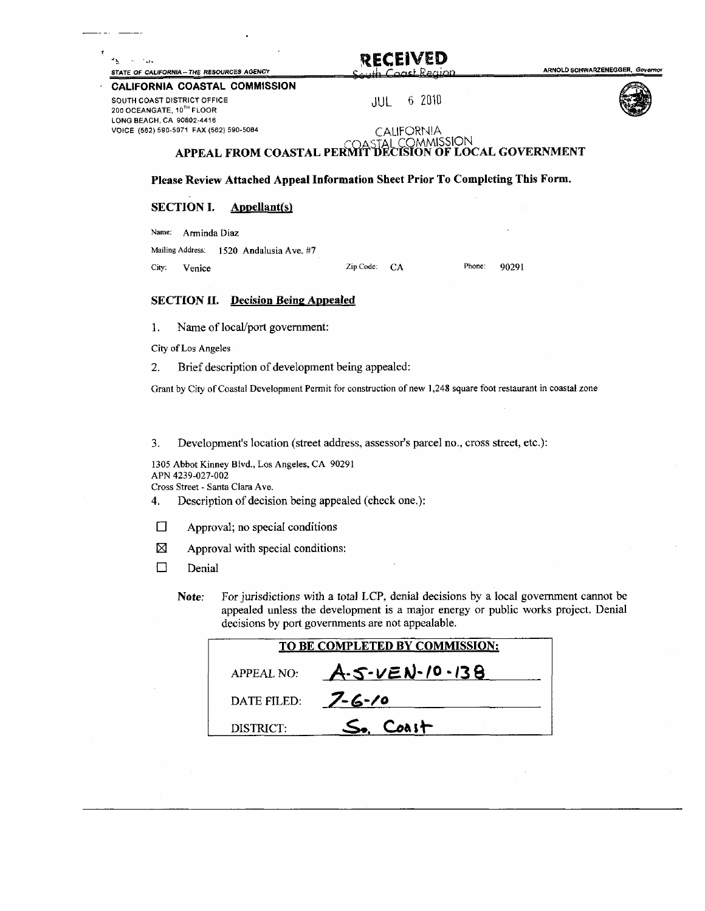STATE OF CALIFORNIA – THE RESOURCES AGENCY

ARNOLD SCHWARZENEGGER, *Governor*

**CALIFORNIA COASTAL COMMISSION**

SOUTH COAST DISTRICT OFFICE
200 OCEANGATE, 10TH FLOOR
LONG BEACH, CA 90802-4416
VOICE (562) 590-5071 FAX (562) 590-5084

RECEIVED
South Coast Region

JUL 6 2010

CALIFORNIA
COASTAL COMMISSION

# APPEAL FROM COASTAL PERMIT DECISION OF LOCAL GOVERNMENT

**Please Review Attached Appeal Information Sheet Prior To Completing This Form.**

## SECTION I. Appellant(s)

Name: Arminda Diaz

Mailing Address: 1520 Andalusia Ave. #7

City: Venice Zip Code: CA Phone: 90291

## SECTION II. Decision Being Appealed

1. Name of local/port government:

City of Los Angeles

2. Brief description of development being appealed:

Grant by City of Coastal Development Permit for construction of new 1,248 square foot restaurant in coastal zone

3. Development's location (street address, assessor's parcel no., cross street, etc.):

1305 Abbot Kinney Blvd., Los Angeles, CA 90291
APN 4239-027-002
Cross Street - Santa Clara Ave.

4. Description of decision being appealed (check one.):

- ☐ Approval; no special conditions
- ☒ Approval with special conditions:
- ☐ Denial

**Note:** For jurisdictions with a total LCP, denial decisions by a local government cannot be appealed unless the development is a major energy or public works project. Denial decisions by port governments are not appealable.

| TO BE COMPLETED BY COMMISSION: | |
|---|---|
| APPEAL NO: | A-5-VEN-10-138 |
| DATE FILED: | 7-6-10 |
| DISTRICT: | So. Coast |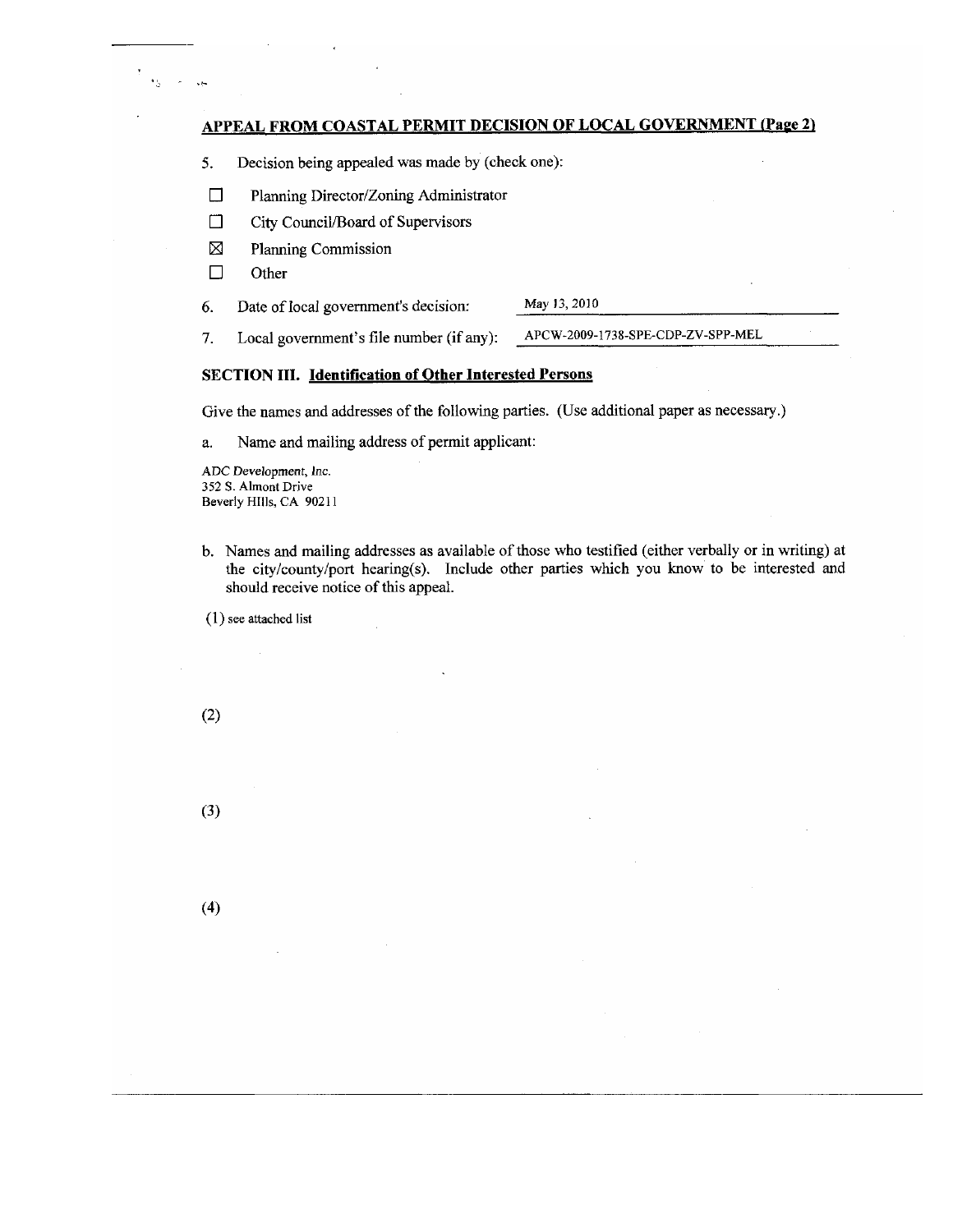## APPEAL FROM COASTAL PERMIT DECISION OF LOCAL GOVERNMENT (Page 2)

5. Decision being appealed was made by (check one):

- ☐ Planning Director/Zoning Administrator
- ☐ City Council/Board of Supervisors
- ☒ Planning Commission
- ☐ Other

6. Date of local government's decision: May 13, 2010

7. Local government's file number (if any): APCW-2009-1738-SPE-CDP-ZV-SPP-MEL

### SECTION III. Identification of Other Interested Persons

Give the names and addresses of the following parties. (Use additional paper as necessary.)

a. Name and mailing address of permit applicant:

ADC Development, Inc.
352 S. Almont Drive
Beverly HIlls, CA 90211

b. Names and mailing addresses as available of those who testified (either verbally or in writing) at the city/county/port hearing(s). Include other parties which you know to be interested and should receive notice of this appeal.

(1) see attached list

(2)

(3)

(4)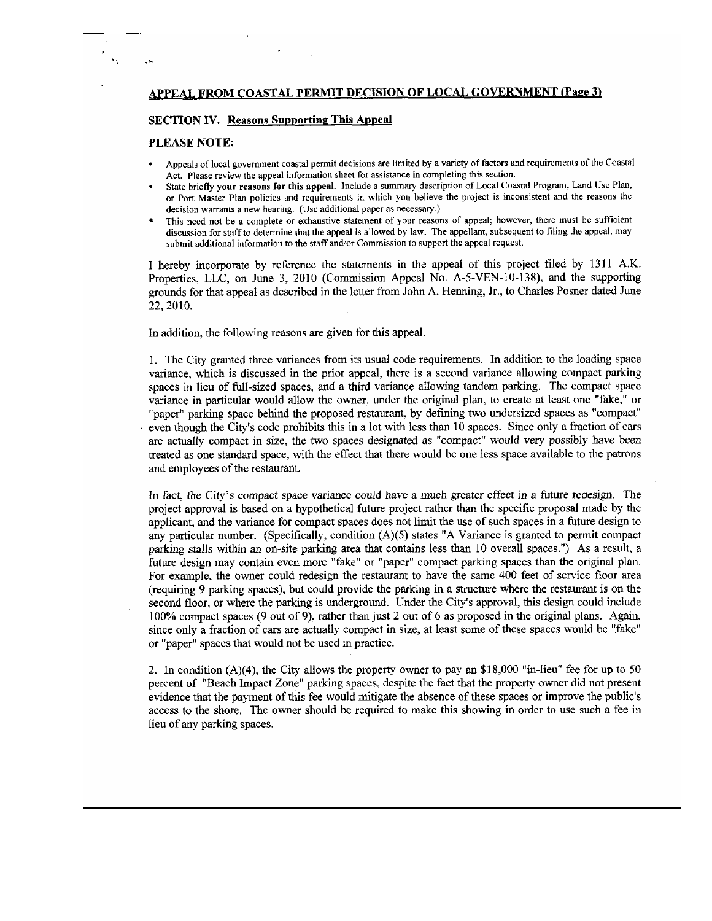## APPEAL FROM COASTAL PERMIT DECISION OF LOCAL GOVERNMENT (Page 3)

### SECTION IV. Reasons Supporting This Appeal

**PLEASE NOTE:**

- Appeals of local government coastal permit decisions are limited by a variety of factors and requirements of the Coastal Act. Please review the appeal information sheet for assistance in completing this section.
- State briefly **your reasons for this appeal**. Include a summary description of Local Coastal Program, Land Use Plan, or Port Master Plan policies and requirements in which you believe the project is inconsistent and the reasons the decision warrants a new hearing. (Use additional paper as necessary.)
- This need not be a complete or exhaustive statement of your reasons of appeal; however, there must be sufficient discussion for staff to determine that the appeal is allowed by law. The appellant, subsequent to filing the appeal, may submit additional information to the staff and/or Commission to support the appeal request.

I hereby incorporate by reference the statements in the appeal of this project filed by 1311 A.K. Properties, LLC, on June 3, 2010 (Commission Appeal No. A-5-VEN-10-138), and the supporting grounds for that appeal as described in the letter from John A. Henning, Jr., to Charles Posner dated June 22, 2010.

In addition, the following reasons are given for this appeal.

1. The City granted three variances from its usual code requirements. In addition to the loading space variance, which is discussed in the prior appeal, there is a second variance allowing compact parking spaces in lieu of full-sized spaces, and a third variance allowing tandem parking. The compact space variance in particular would allow the owner, under the original plan, to create at least one "fake," or "paper" parking space behind the proposed restaurant, by defining two undersized spaces as "compact" even though the City's code prohibits this in a lot with less than 10 spaces. Since only a fraction of cars are actually compact in size, the two spaces designated as "compact" would very possibly have been treated as one standard space, with the effect that there would be one less space available to the patrons and employees of the restaurant.

In fact, the City's compact space variance could have a much greater effect in a future redesign. The project approval is based on a hypothetical future project rather than the specific proposal made by the applicant, and the variance for compact spaces does not limit the use of such spaces in a future design to any particular number. (Specifically, condition (A)(5) states "A Variance is granted to permit compact parking stalls within an on-site parking area that contains less than 10 overall spaces.") As a result, a future design may contain even more "fake" or "paper" compact parking spaces than the original plan. For example, the owner could redesign the restaurant to have the same 400 feet of service floor area (requiring 9 parking spaces), but could provide the parking in a structure where the restaurant is on the second floor, or where the parking is underground. Under the City's approval, this design could include 100% compact spaces (9 out of 9), rather than just 2 out of 6 as proposed in the original plans. Again, since only a fraction of cars are actually compact in size, at least some of these spaces would be "fake" or "paper" spaces that would not be used in practice.

2. In condition (A)(4), the City allows the property owner to pay an $18,000 "in-lieu" fee for up to 50 percent of "Beach Impact Zone" parking spaces, despite the fact that the property owner did not present evidence that the payment of this fee would mitigate the absence of these spaces or improve the public's access to the shore. The owner should be required to make this showing in order to use such a fee in lieu of any parking spaces.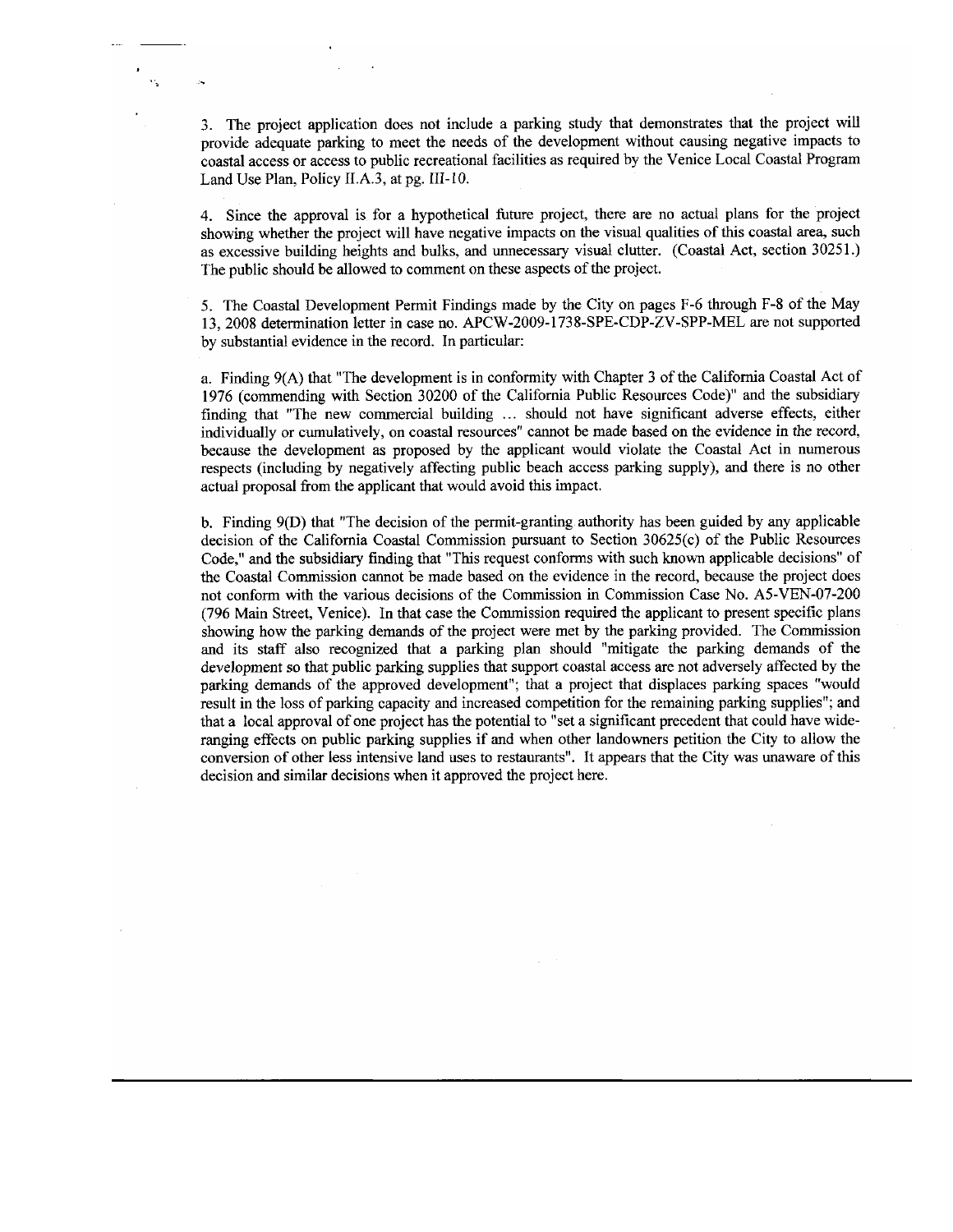3. The project application does not include a parking study that demonstrates that the project will provide adequate parking to meet the needs of the development without causing negative impacts to coastal access or access to public recreational facilities as required by the Venice Local Coastal Program Land Use Plan, Policy II.A.3, at pg. III-10.

4. Since the approval is for a hypothetical future project, there are no actual plans for the project showing whether the project will have negative impacts on the visual qualities of this coastal area, such as excessive building heights and bulks, and unnecessary visual clutter. (Coastal Act, section 30251.) The public should be allowed to comment on these aspects of the project.

5. The Coastal Development Permit Findings made by the City on pages F-6 through F-8 of the May 13, 2008 determination letter in case no. APCW-2009-1738-SPE-CDP-ZV-SPP-MEL are not supported by substantial evidence in the record. In particular:

a. Finding 9(A) that "The development is in conformity with Chapter 3 of the California Coastal Act of 1976 (commending with Section 30200 of the California Public Resources Code)" and the subsidiary finding that "The new commercial building ... should not have significant adverse effects, either individually or cumulatively, on coastal resources" cannot be made based on the evidence in the record, because the development as proposed by the applicant would violate the Coastal Act in numerous respects (including by negatively affecting public beach access parking supply), and there is no other actual proposal from the applicant that would avoid this impact.

b. Finding 9(D) that "The decision of the permit-granting authority has been guided by any applicable decision of the California Coastal Commission pursuant to Section 30625(c) of the Public Resources Code," and the subsidiary finding that "This request conforms with such known applicable decisions" of the Coastal Commission cannot be made based on the evidence in the record, because the project does not conform with the various decisions of the Commission in Commission Case No. A5-VEN-07-200 (796 Main Street, Venice). In that case the Commission required the applicant to present specific plans showing how the parking demands of the project were met by the parking provided. The Commission and its staff also recognized that a parking plan should "mitigate the parking demands of the development so that public parking supplies that support coastal access are not adversely affected by the parking demands of the approved development"; that a project that displaces parking spaces "would result in the loss of parking capacity and increased competition for the remaining parking supplies"; and that a local approval of one project has the potential to "set a significant precedent that could have wide-ranging effects on public parking supplies if and when other landowners petition the City to allow the conversion of other less intensive land uses to restaurants". It appears that the City was unaware of this decision and similar decisions when it approved the project here.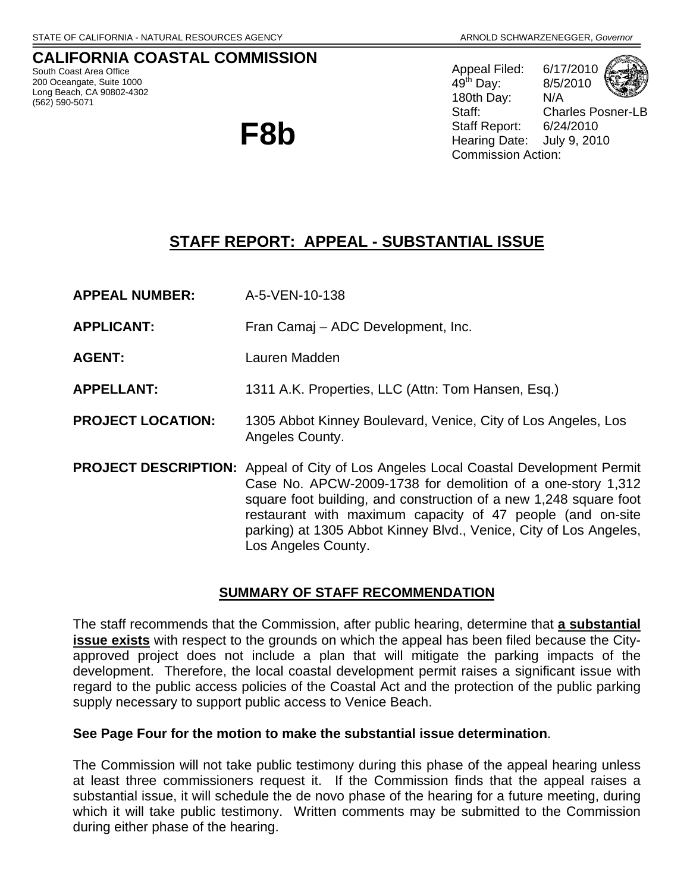STATE OF CALIFORNIA - NATURAL RESOURCES AGENCY — ARNOLD SCHWARZENEGGER, *Governor*

# CALIFORNIA COASTAL COMMISSION

South Coast Area Office
200 Oceangate, Suite 1000
Long Beach, CA 90802-4302
(562) 590-5071

# F8b

Appeal Filed: 6/17/2010
49[th] Day: 8/5/2010
180th Day: N/A
Staff: Charles Posner-LB
Staff Report: 6/24/2010
Hearing Date: July 9, 2010
Commission Action:

## STAFF REPORT: APPEAL - SUBSTANTIAL ISSUE

**APPEAL NUMBER:** A-5-VEN-10-138

**APPLICANT:** Fran Camaj – ADC Development, Inc.

**AGENT:** Lauren Madden

**APPELLANT:** 1311 A.K. Properties, LLC (Attn: Tom Hansen, Esq.)

**PROJECT LOCATION:** 1305 Abbot Kinney Boulevard, Venice, City of Los Angeles, Los Angeles County.

**PROJECT DESCRIPTION:** Appeal of City of Los Angeles Local Coastal Development Permit Case No. APCW-2009-1738 for demolition of a one-story 1,312 square foot building, and construction of a new 1,248 square foot restaurant with maximum capacity of 47 people (and on-site parking) at 1305 Abbot Kinney Blvd., Venice, City of Los Angeles, Los Angeles County.

### SUMMARY OF STAFF RECOMMENDATION

The staff recommends that the Commission, after public hearing, determine that **a substantial issue exists** with respect to the grounds on which the appeal has been filed because the City-approved project does not include a plan that will mitigate the parking impacts of the development. Therefore, the local coastal development permit raises a significant issue with regard to the public access policies of the Coastal Act and the protection of the public parking supply necessary to support public access to Venice Beach.

**See Page Four for the motion to make the substantial issue determination**.

The Commission will not take public testimony during this phase of the appeal hearing unless at least three commissioners request it. If the Commission finds that the appeal raises a substantial issue, it will schedule the de novo phase of the hearing for a future meeting, during which it will take public testimony. Written comments may be submitted to the Commission during either phase of the hearing.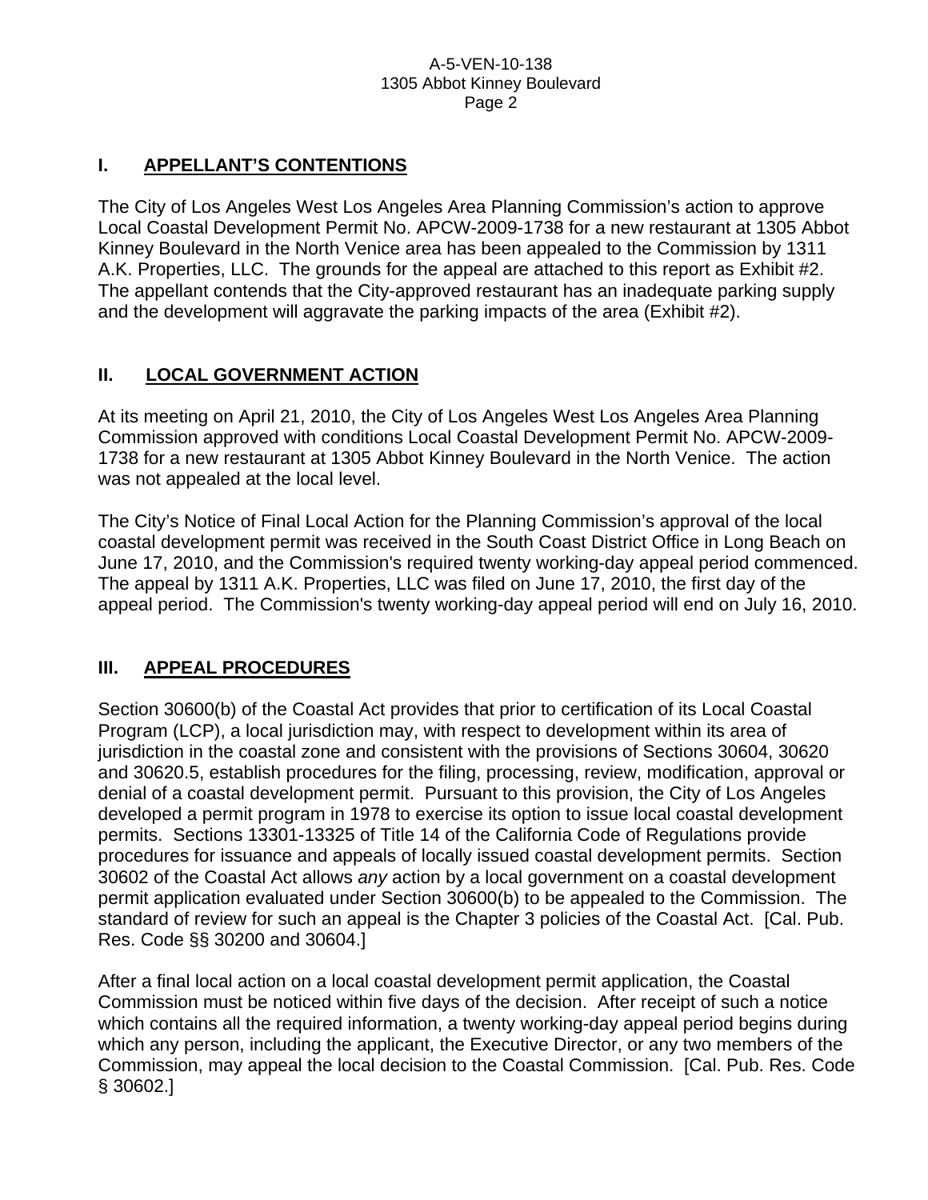## I. APPELLANT'S CONTENTIONS

The City of Los Angeles West Los Angeles Area Planning Commission's action to approve Local Coastal Development Permit No. APCW-2009-1738 for a new restaurant at 1305 Abbot Kinney Boulevard in the North Venice area has been appealed to the Commission by 1311 A.K. Properties, LLC. The grounds for the appeal are attached to this report as Exhibit #2. The appellant contends that the City-approved restaurant has an inadequate parking supply and the development will aggravate the parking impacts of the area (Exhibit #2).

## II. LOCAL GOVERNMENT ACTION

At its meeting on April 21, 2010, the City of Los Angeles West Los Angeles Area Planning Commission approved with conditions Local Coastal Development Permit No. APCW-2009-1738 for a new restaurant at 1305 Abbot Kinney Boulevard in the North Venice. The action was not appealed at the local level.

The City's Notice of Final Local Action for the Planning Commission's approval of the local coastal development permit was received in the South Coast District Office in Long Beach on June 17, 2010, and the Commission's required twenty working-day appeal period commenced. The appeal by 1311 A.K. Properties, LLC was filed on June 17, 2010, the first day of the appeal period. The Commission's twenty working-day appeal period will end on July 16, 2010.

## III. APPEAL PROCEDURES

Section 30600(b) of the Coastal Act provides that prior to certification of its Local Coastal Program (LCP), a local jurisdiction may, with respect to development within its area of jurisdiction in the coastal zone and consistent with the provisions of Sections 30604, 30620 and 30620.5, establish procedures for the filing, processing, review, modification, approval or denial of a coastal development permit. Pursuant to this provision, the City of Los Angeles developed a permit program in 1978 to exercise its option to issue local coastal development permits. Sections 13301-13325 of Title 14 of the California Code of Regulations provide procedures for issuance and appeals of locally issued coastal development permits. Section 30602 of the Coastal Act allows *any* action by a local government on a coastal development permit application evaluated under Section 30600(b) to be appealed to the Commission. The standard of review for such an appeal is the Chapter 3 policies of the Coastal Act. [Cal. Pub. Res. Code §§ 30200 and 30604.]

After a final local action on a local coastal development permit application, the Coastal Commission must be noticed within five days of the decision. After receipt of such a notice which contains all the required information, a twenty working-day appeal period begins during which any person, including the applicant, the Executive Director, or any two members of the Commission, may appeal the local decision to the Coastal Commission. [Cal. Pub. Res. Code § 30602.]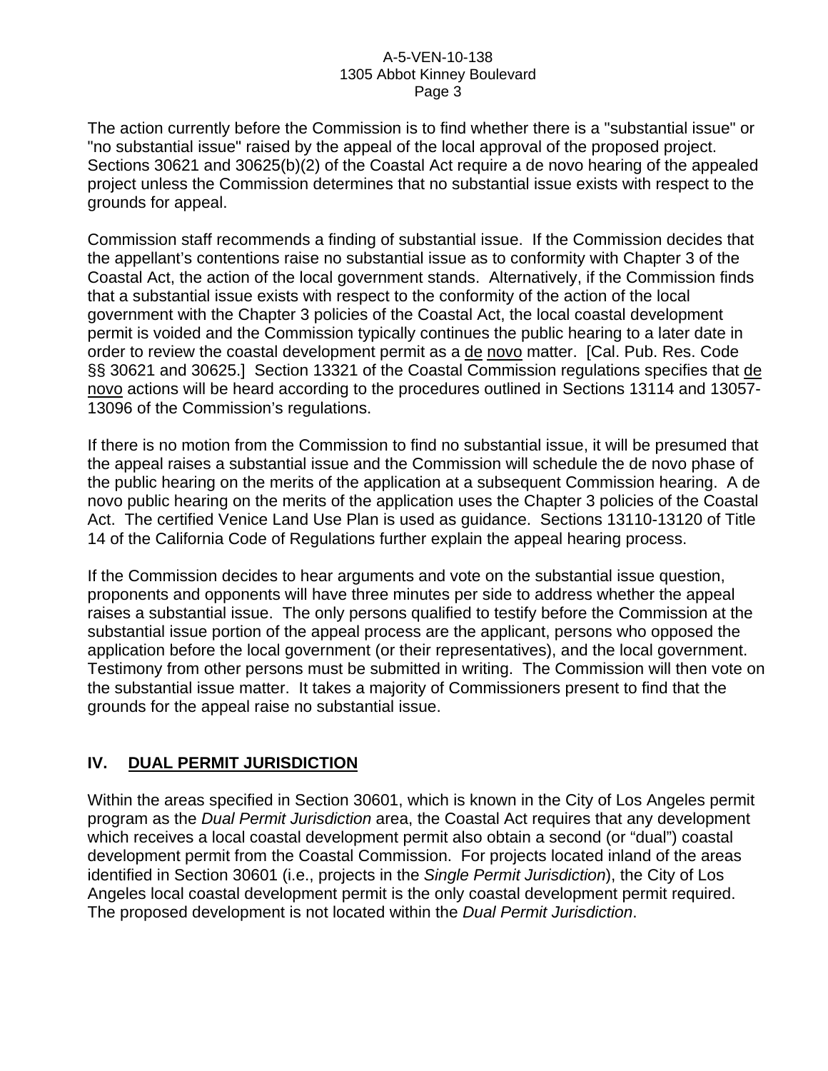The action currently before the Commission is to find whether there is a "substantial issue" or "no substantial issue" raised by the appeal of the local approval of the proposed project. Sections 30621 and 30625(b)(2) of the Coastal Act require a de novo hearing of the appealed project unless the Commission determines that no substantial issue exists with respect to the grounds for appeal.

Commission staff recommends a finding of substantial issue. If the Commission decides that the appellant's contentions raise no substantial issue as to conformity with Chapter 3 of the Coastal Act, the action of the local government stands. Alternatively, if the Commission finds that a substantial issue exists with respect to the conformity of the action of the local government with the Chapter 3 policies of the Coastal Act, the local coastal development permit is voided and the Commission typically continues the public hearing to a later date in order to review the coastal development permit as a de novo matter. [Cal. Pub. Res. Code §§ 30621 and 30625.] Section 13321 of the Coastal Commission regulations specifies that de novo actions will be heard according to the procedures outlined in Sections 13114 and 13057-13096 of the Commission's regulations.

If there is no motion from the Commission to find no substantial issue, it will be presumed that the appeal raises a substantial issue and the Commission will schedule the de novo phase of the public hearing on the merits of the application at a subsequent Commission hearing. A de novo public hearing on the merits of the application uses the Chapter 3 policies of the Coastal Act. The certified Venice Land Use Plan is used as guidance. Sections 13110-13120 of Title 14 of the California Code of Regulations further explain the appeal hearing process.

If the Commission decides to hear arguments and vote on the substantial issue question, proponents and opponents will have three minutes per side to address whether the appeal raises a substantial issue. The only persons qualified to testify before the Commission at the substantial issue portion of the appeal process are the applicant, persons who opposed the application before the local government (or their representatives), and the local government. Testimony from other persons must be submitted in writing. The Commission will then vote on the substantial issue matter. It takes a majority of Commissioners present to find that the grounds for the appeal raise no substantial issue.

## IV. DUAL PERMIT JURISDICTION

Within the areas specified in Section 30601, which is known in the City of Los Angeles permit program as the *Dual Permit Jurisdiction* area, the Coastal Act requires that any development which receives a local coastal development permit also obtain a second (or "dual") coastal development permit from the Coastal Commission. For projects located inland of the areas identified in Section 30601 (i.e., projects in the *Single Permit Jurisdiction*), the City of Los Angeles local coastal development permit is the only coastal development permit required. The proposed development is not located within the *Dual Permit Jurisdiction*.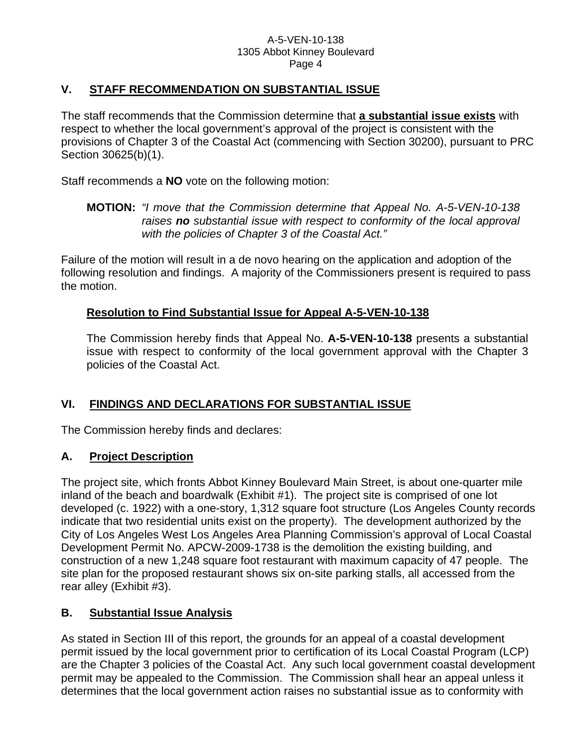## V. STAFF RECOMMENDATION ON SUBSTANTIAL ISSUE

The staff recommends that the Commission determine that **a substantial issue exists** with respect to whether the local government's approval of the project is consistent with the provisions of Chapter 3 of the Coastal Act (commencing with Section 30200), pursuant to PRC Section 30625(b)(1).

Staff recommends a **NO** vote on the following motion:

> **MOTION:** *"I move that the Commission determine that Appeal No. A-5-VEN-10-138 raises **no** substantial issue with respect to conformity of the local approval with the policies of Chapter 3 of the Coastal Act."*

Failure of the motion will result in a de novo hearing on the application and adoption of the following resolution and findings. A majority of the Commissioners present is required to pass the motion.

### Resolution to Find Substantial Issue for Appeal A-5-VEN-10-138

The Commission hereby finds that Appeal No. **A-5-VEN-10-138** presents a substantial issue with respect to conformity of the local government approval with the Chapter 3 policies of the Coastal Act.

## VI. FINDINGS AND DECLARATIONS FOR SUBSTANTIAL ISSUE

The Commission hereby finds and declares:

### A. Project Description

The project site, which fronts Abbot Kinney Boulevard Main Street, is about one-quarter mile inland of the beach and boardwalk (Exhibit #1). The project site is comprised of one lot developed (c. 1922) with a one-story, 1,312 square foot structure (Los Angeles County records indicate that two residential units exist on the property). The development authorized by the City of Los Angeles West Los Angeles Area Planning Commission's approval of Local Coastal Development Permit No. APCW-2009-1738 is the demolition the existing building, and construction of a new 1,248 square foot restaurant with maximum capacity of 47 people. The site plan for the proposed restaurant shows six on-site parking stalls, all accessed from the rear alley (Exhibit #3).

### B. Substantial Issue Analysis

As stated in Section III of this report, the grounds for an appeal of a coastal development permit issued by the local government prior to certification of its Local Coastal Program (LCP) are the Chapter 3 policies of the Coastal Act. Any such local government coastal development permit may be appealed to the Commission. The Commission shall hear an appeal unless it determines that the local government action raises no substantial issue as to conformity with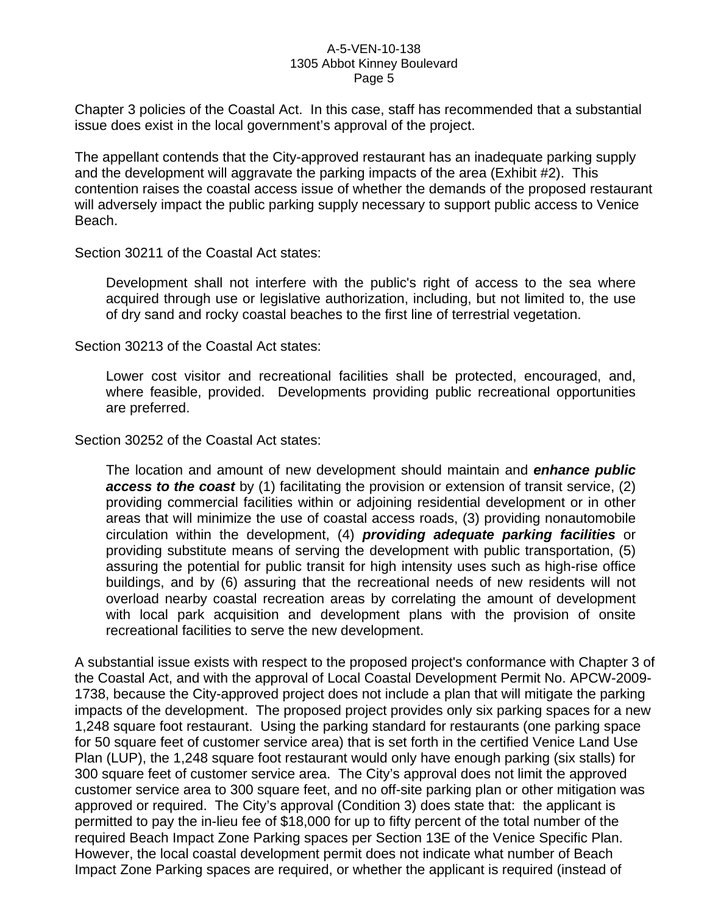Chapter 3 policies of the Coastal Act. In this case, staff has recommended that a substantial issue does exist in the local government's approval of the project.

The appellant contends that the City-approved restaurant has an inadequate parking supply and the development will aggravate the parking impacts of the area (Exhibit #2). This contention raises the coastal access issue of whether the demands of the proposed restaurant will adversely impact the public parking supply necessary to support public access to Venice Beach.

Section 30211 of the Coastal Act states:

> Development shall not interfere with the public's right of access to the sea where acquired through use or legislative authorization, including, but not limited to, the use of dry sand and rocky coastal beaches to the first line of terrestrial vegetation.

Section 30213 of the Coastal Act states:

> Lower cost visitor and recreational facilities shall be protected, encouraged, and, where feasible, provided. Developments providing public recreational opportunities are preferred.

Section 30252 of the Coastal Act states:

> The location and amount of new development should maintain and ***enhance public access to the coast*** by (1) facilitating the provision or extension of transit service, (2) providing commercial facilities within or adjoining residential development or in other areas that will minimize the use of coastal access roads, (3) providing nonautomobile circulation within the development, (4) ***providing adequate parking facilities*** or providing substitute means of serving the development with public transportation, (5) assuring the potential for public transit for high intensity uses such as high-rise office buildings, and by (6) assuring that the recreational needs of new residents will not overload nearby coastal recreation areas by correlating the amount of development with local park acquisition and development plans with the provision of onsite recreational facilities to serve the new development.

A substantial issue exists with respect to the proposed project's conformance with Chapter 3 of the Coastal Act, and with the approval of Local Coastal Development Permit No. APCW-2009-1738, because the City-approved project does not include a plan that will mitigate the parking impacts of the development. The proposed project provides only six parking spaces for a new 1,248 square foot restaurant. Using the parking standard for restaurants (one parking space for 50 square feet of customer service area) that is set forth in the certified Venice Land Use Plan (LUP), the 1,248 square foot restaurant would only have enough parking (six stalls) for 300 square feet of customer service area. The City's approval does not limit the approved customer service area to 300 square feet, and no off-site parking plan or other mitigation was approved or required. The City's approval (Condition 3) does state that: the applicant is permitted to pay the in-lieu fee of $18,000 for up to fifty percent of the total number of the required Beach Impact Zone Parking spaces per Section 13E of the Venice Specific Plan. However, the local coastal development permit does not indicate what number of Beach Impact Zone Parking spaces are required, or whether the applicant is required (instead of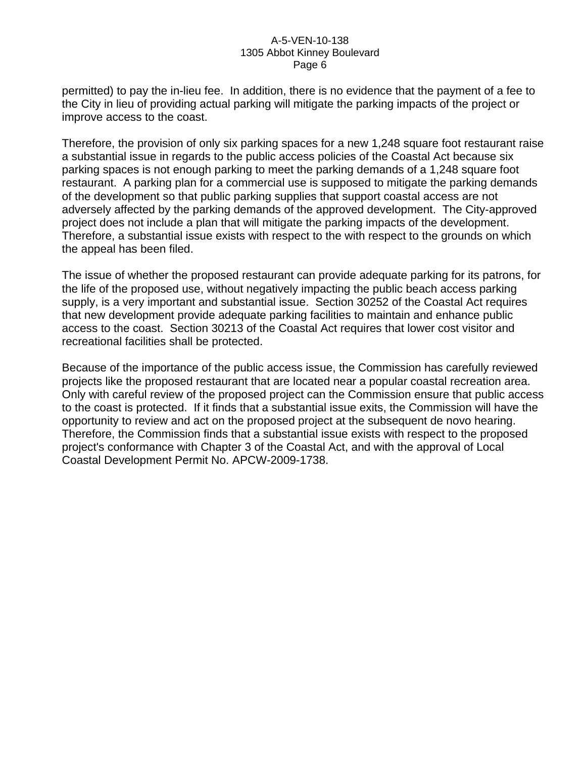permitted) to pay the in-lieu fee. In addition, there is no evidence that the payment of a fee to the City in lieu of providing actual parking will mitigate the parking impacts of the project or improve access to the coast.

Therefore, the provision of only six parking spaces for a new 1,248 square foot restaurant raise a substantial issue in regards to the public access policies of the Coastal Act because six parking spaces is not enough parking to meet the parking demands of a 1,248 square foot restaurant. A parking plan for a commercial use is supposed to mitigate the parking demands of the development so that public parking supplies that support coastal access are not adversely affected by the parking demands of the approved development. The City-approved project does not include a plan that will mitigate the parking impacts of the development. Therefore, a substantial issue exists with respect to the with respect to the grounds on which the appeal has been filed.

The issue of whether the proposed restaurant can provide adequate parking for its patrons, for the life of the proposed use, without negatively impacting the public beach access parking supply, is a very important and substantial issue. Section 30252 of the Coastal Act requires that new development provide adequate parking facilities to maintain and enhance public access to the coast. Section 30213 of the Coastal Act requires that lower cost visitor and recreational facilities shall be protected.

Because of the importance of the public access issue, the Commission has carefully reviewed projects like the proposed restaurant that are located near a popular coastal recreation area. Only with careful review of the proposed project can the Commission ensure that public access to the coast is protected. If it finds that a substantial issue exits, the Commission will have the opportunity to review and act on the proposed project at the subsequent de novo hearing. Therefore, the Commission finds that a substantial issue exists with respect to the proposed project's conformance with Chapter 3 of the Coastal Act, and with the approval of Local Coastal Development Permit No. APCW-2009-1738.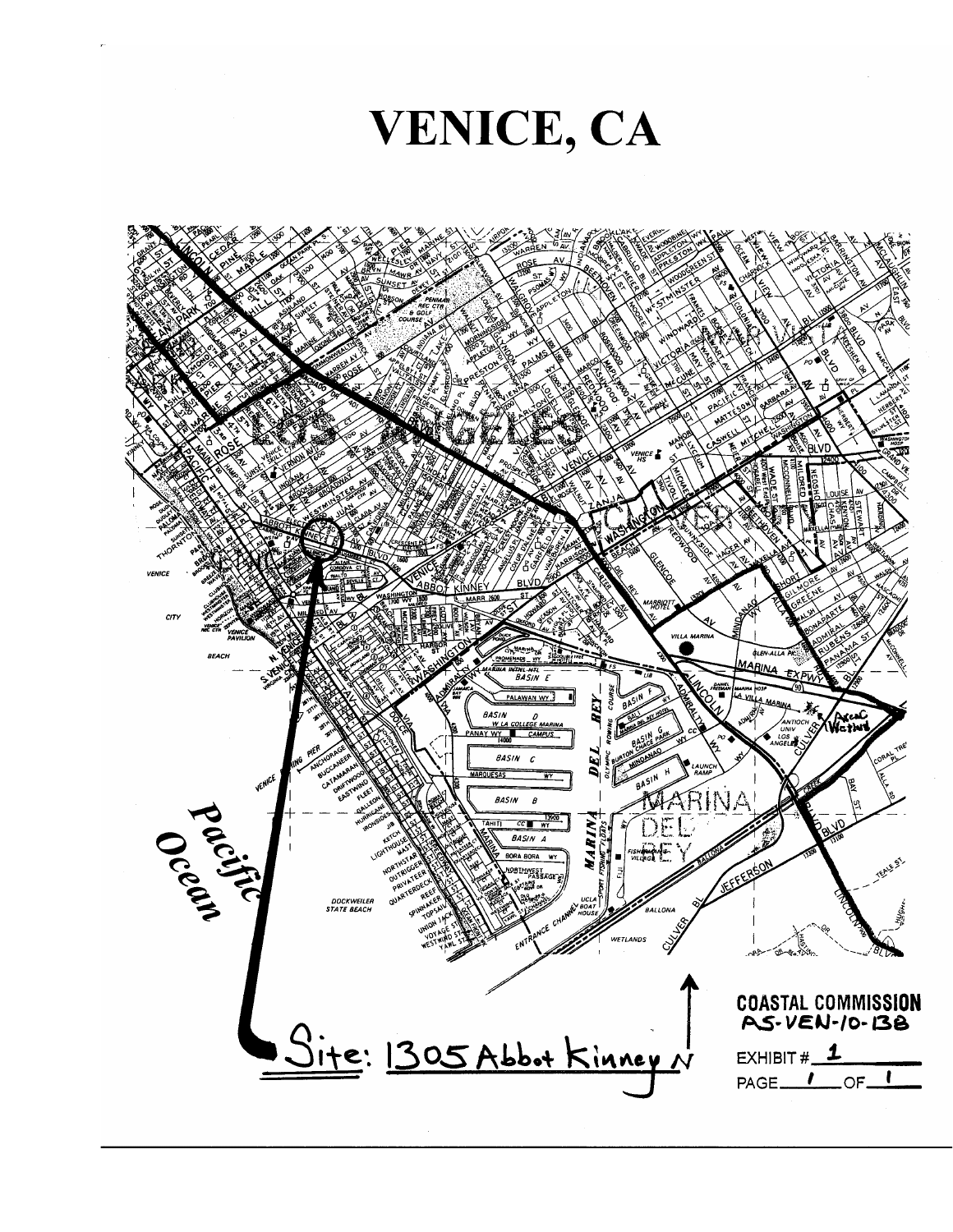# VENICE, CA

Site: 1305 Abbot Kinney

**COASTAL COMMISSION**
A5-VEN-10-138

EXHIBIT # 1

PAGE 1 OF 1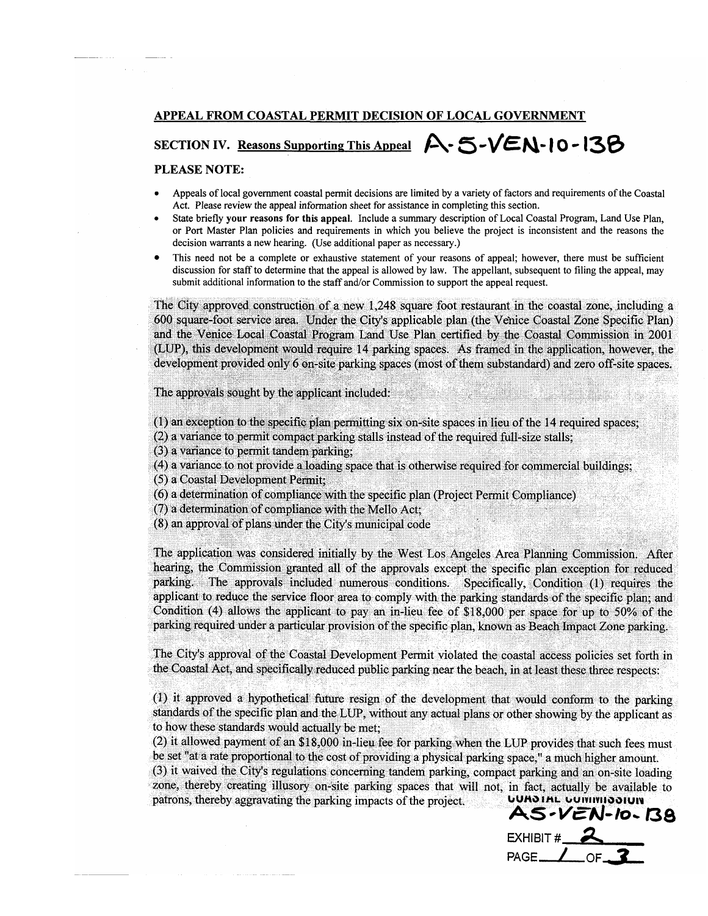## APPEAL FROM COASTAL PERMIT DECISION OF LOCAL GOVERNMENT

### SECTION IV. Reasons Supporting This Appeal A-5-VEN-10-138

**PLEASE NOTE:**

- Appeals of local government coastal permit decisions are limited by a variety of factors and requirements of the Coastal Act. Please review the appeal information sheet for assistance in completing this section.
- State briefly **your reasons for this appeal**. Include a summary description of Local Coastal Program, Land Use Plan, or Port Master Plan policies and requirements in which you believe the project is inconsistent and the reasons the decision warrants a new hearing. (Use additional paper as necessary.)
- This need not be a complete or exhaustive statement of your reasons of appeal; however, there must be sufficient discussion for staff to determine that the appeal is allowed by law. The appellant, subsequent to filing the appeal, may submit additional information to the staff and/or Commission to support the appeal request.

The City approved construction of a new 1,248 square foot restaurant in the coastal zone, including a 600 square-foot service area. Under the City's applicable plan (the Venice Coastal Zone Specific Plan) and the Venice Local Coastal Program Land Use Plan certified by the Coastal Commission in 2001 (LUP), this development would require 14 parking spaces. As framed in the application, however, the development provided only 6 on-site parking spaces (most of them substandard) and zero off-site spaces.

The approvals sought by the applicant included:

(1) an exception to the specific plan permitting six on-site spaces in lieu of the 14 required spaces;
(2) a variance to permit compact parking stalls instead of the required full-size stalls;
(3) a variance to permit tandem parking;
(4) a variance to not provide a loading space that is otherwise required for commercial buildings;
(5) a Coastal Development Permit;
(6) a determination of compliance with the specific plan (Project Permit Compliance)
(7) a determination of compliance with the Mello Act;
(8) an approval of plans under the City's municipal code

The application was considered initially by the West Los Angeles Area Planning Commission. After hearing, the Commission granted all of the approvals except the specific plan exception for reduced parking. The approvals included numerous conditions. Specifically, Condition (1) requires the applicant to reduce the service floor area to comply with the parking standards of the specific plan; and Condition (4) allows the applicant to pay an in-lieu fee of $18,000 per space for up to 50% of the parking required under a particular provision of the specific plan, known as Beach Impact Zone parking.

The City's approval of the Coastal Development Permit violated the coastal access policies set forth in the Coastal Act, and specifically reduced public parking near the beach, in at least these three respects:

(1) it approved a hypothetical future resign of the development that would conform to the parking standards of the specific plan and the LUP, without any actual plans or other showing by the applicant as to how these standards would actually be met;
(2) it allowed payment of an $18,000 in-lieu fee for parking when the LUP provides that such fees must be set "at a rate proportional to the cost of providing a physical parking space," a much higher amount.
(3) it waived the City's regulations concerning tandem parking, compact parking and an on-site loading zone, thereby creating illusory on-site parking spaces that will not, in fact, actually be available to patrons, thereby aggravating the parking impacts of the project.

COASTAL COMMISSION
A5-VEN-10-138
EXHIBIT # 2
PAGE 1 OF 3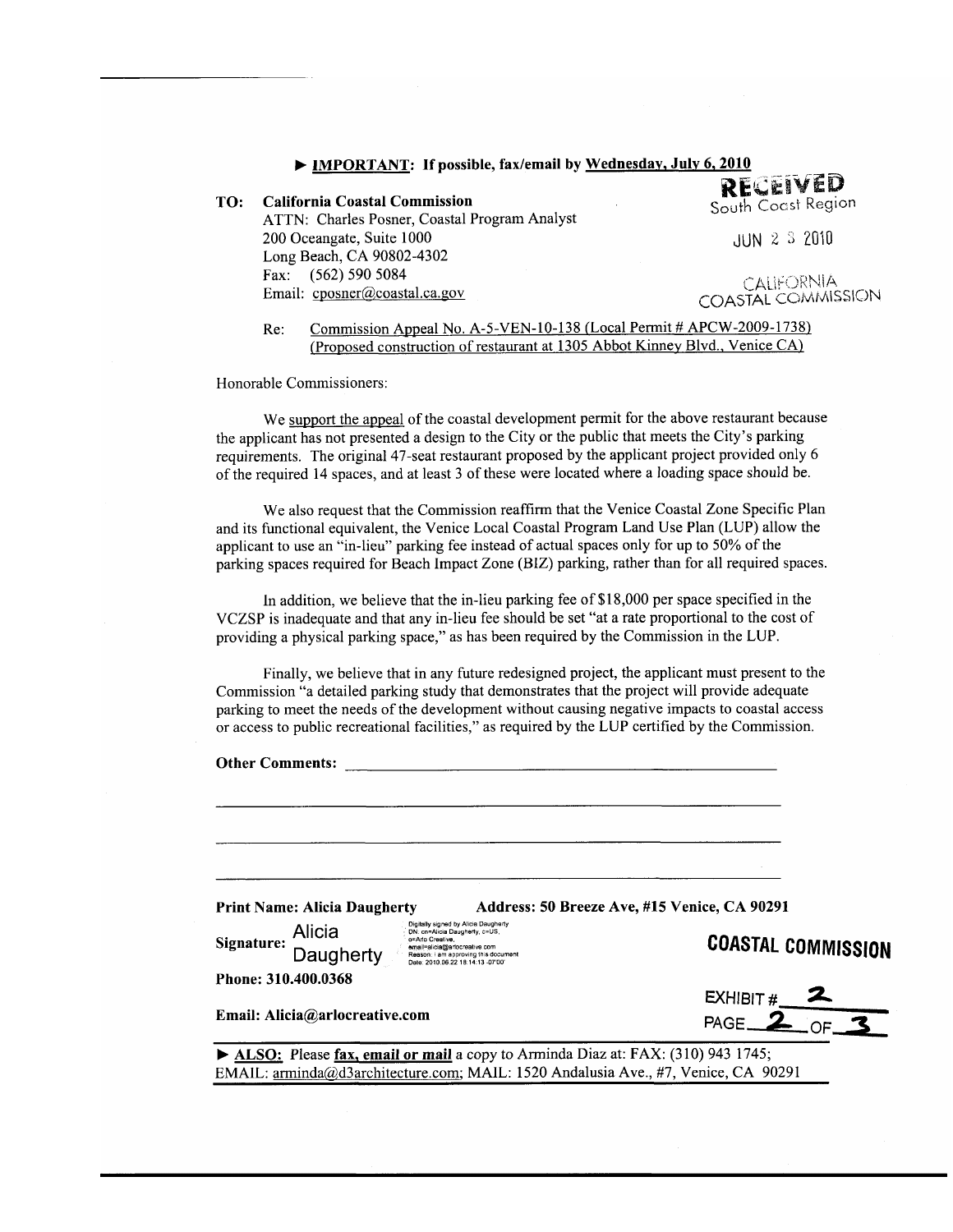► **IMPORTANT: If possible, fax/email by Wednesday, July 6, 2010**

RECEIVED
South Coast Region

JUN 2 3 2010

CALIFORNIA
COASTAL COMMISSION

**TO: California Coastal Commission**
ATTN: Charles Posner, Coastal Program Analyst
200 Oceangate, Suite 1000
Long Beach, CA 90802-4302
Fax: (562) 590 5084
Email: cposner@coastal.ca.gov

Re: Commission Appeal No. A-5-VEN-10-138 (Local Permit # APCW-2009-1738) (Proposed construction of restaurant at 1305 Abbot Kinney Blvd., Venice CA)

Honorable Commissioners:

We support the appeal of the coastal development permit for the above restaurant because the applicant has not presented a design to the City or the public that meets the City's parking requirements. The original 47-seat restaurant proposed by the applicant project provided only 6 of the required 14 spaces, and at least 3 of these were located where a loading space should be.

We also request that the Commission reaffirm that the Venice Coastal Zone Specific Plan and its functional equivalent, the Venice Local Coastal Program Land Use Plan (LUP) allow the applicant to use an "in-lieu" parking fee instead of actual spaces only for up to 50% of the parking spaces required for Beach Impact Zone (BIZ) parking, rather than for all required spaces.

In addition, we believe that the in-lieu parking fee of $18,000 per space specified in the VCZSP is inadequate and that any in-lieu fee should be set "at a rate proportional to the cost of providing a physical parking space," as has been required by the Commission in the LUP.

Finally, we believe that in any future redesigned project, the applicant must present to the Commission "a detailed parking study that demonstrates that the project will provide adequate parking to meet the needs of the development without causing negative impacts to coastal access or access to public recreational facilities," as required by the LUP certified by the Commission.

**Other Comments:** ______________________________________________

**Print Name: Alicia Daugherty** **Address: 50 Breeze Ave, #15 Venice, CA 90291**

**Signature:** Alicia Daugherty

Digitally signed by Alicia Daugherty
DN: cn=Alicia Daugherty, c=US, o=Arlo Creative, email=alicia@arlocreative.com
Reason: I am approving this document
Date: 2010.06.22 18:14:13 -07'00'

**Phone: 310.400.0368**

**Email: Alicia@arlocreative.com**

**COASTAL COMMISSION**

EXHIBIT # 2
PAGE 2 OF 3

► **ALSO:** Please **fax, email or mail** a copy to Arminda Diaz at: FAX: (310) 943 1745; EMAIL: arminda@d3architecture.com; MAIL: 1520 Andalusia Ave., #7, Venice, CA 90291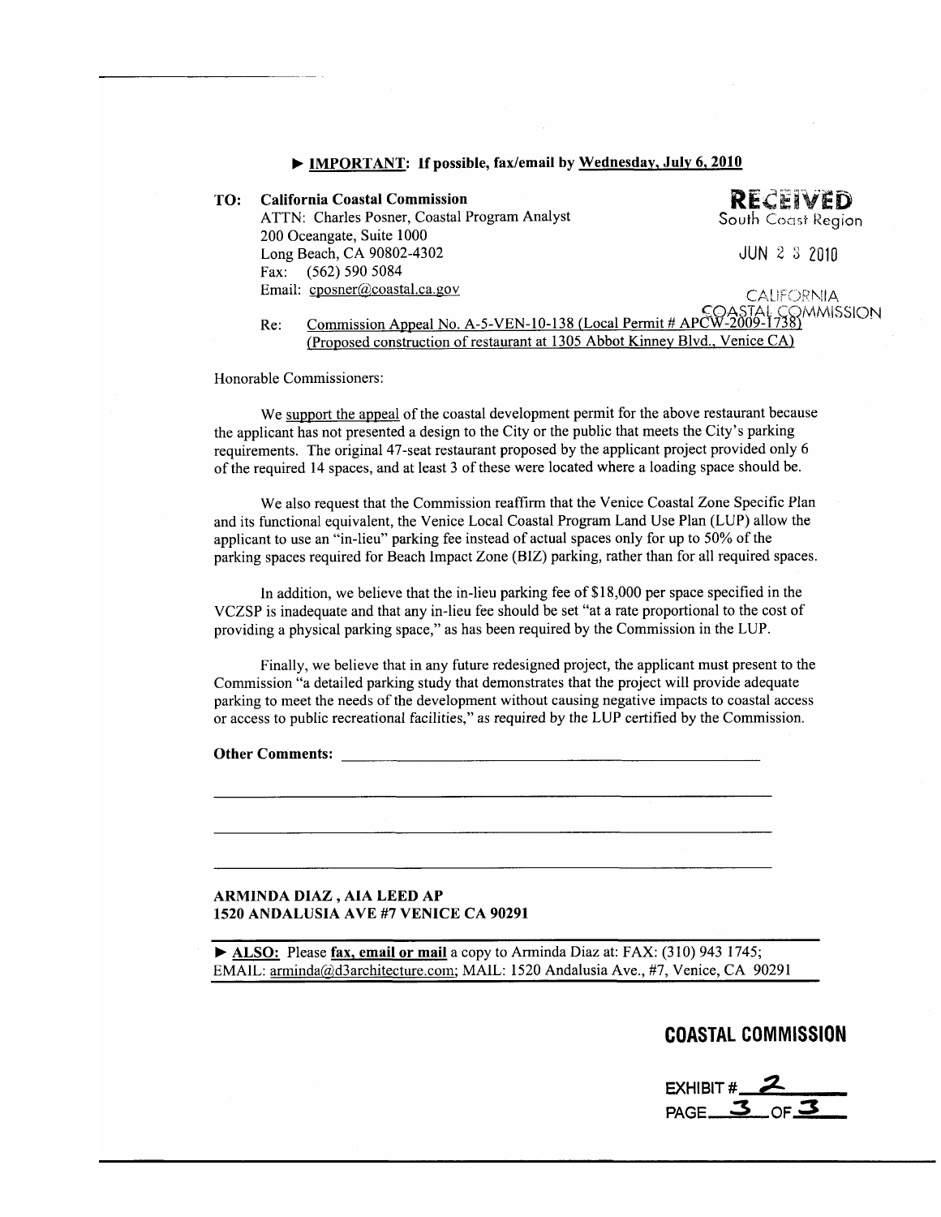► **IMPORTANT: If possible, fax/email by Wednesday, July 6, 2010**

**TO: California Coastal Commission**
ATTN: Charles Posner, Coastal Program Analyst
200 Oceangate, Suite 1000
Long Beach, CA 90802-4302
Fax: (562) 590 5084
Email: cposner@coastal.ca.gov

RECEIVED
South Coast Region

JUN 2 3 2010

CALIFORNIA
COASTAL COMMISSION

Re: Commission Appeal No. A-5-VEN-10-138 (Local Permit # APCW-2009-1738) (Proposed construction of restaurant at 1305 Abbot Kinney Blvd., Venice CA)

Honorable Commissioners:

We support the appeal of the coastal development permit for the above restaurant because the applicant has not presented a design to the City or the public that meets the City's parking requirements. The original 47-seat restaurant proposed by the applicant project provided only 6 of the required 14 spaces, and at least 3 of these were located where a loading space should be.

We also request that the Commission reaffirm that the Venice Coastal Zone Specific Plan and its functional equivalent, the Venice Local Coastal Program Land Use Plan (LUP) allow the applicant to use an "in-lieu" parking fee instead of actual spaces only for up to 50% of the parking spaces required for Beach Impact Zone (BIZ) parking, rather than for all required spaces.

In addition, we believe that the in-lieu parking fee of $18,000 per space specified in the VCZSP is inadequate and that any in-lieu fee should be set "at a rate proportional to the cost of providing a physical parking space," as has been required by the Commission in the LUP.

Finally, we believe that in any future redesigned project, the applicant must present to the Commission "a detailed parking study that demonstrates that the project will provide adequate parking to meet the needs of the development without causing negative impacts to coastal access or access to public recreational facilities," as required by the LUP certified by the Commission.

**Other Comments:** ______________________________

**ARMINDA DIAZ , AIA LEED AP**
**1520 ANDALUSIA AVE #7 VENICE CA 90291**

► **ALSO:** Please **fax, email or mail** a copy to Arminda Diaz at: FAX: (310) 943 1745; EMAIL: arminda@d3architecture.com; MAIL: 1520 Andalusia Ave., #7, Venice, CA 90291

**COASTAL COMMISSION**

EXHIBIT # 2
PAGE 3 OF 3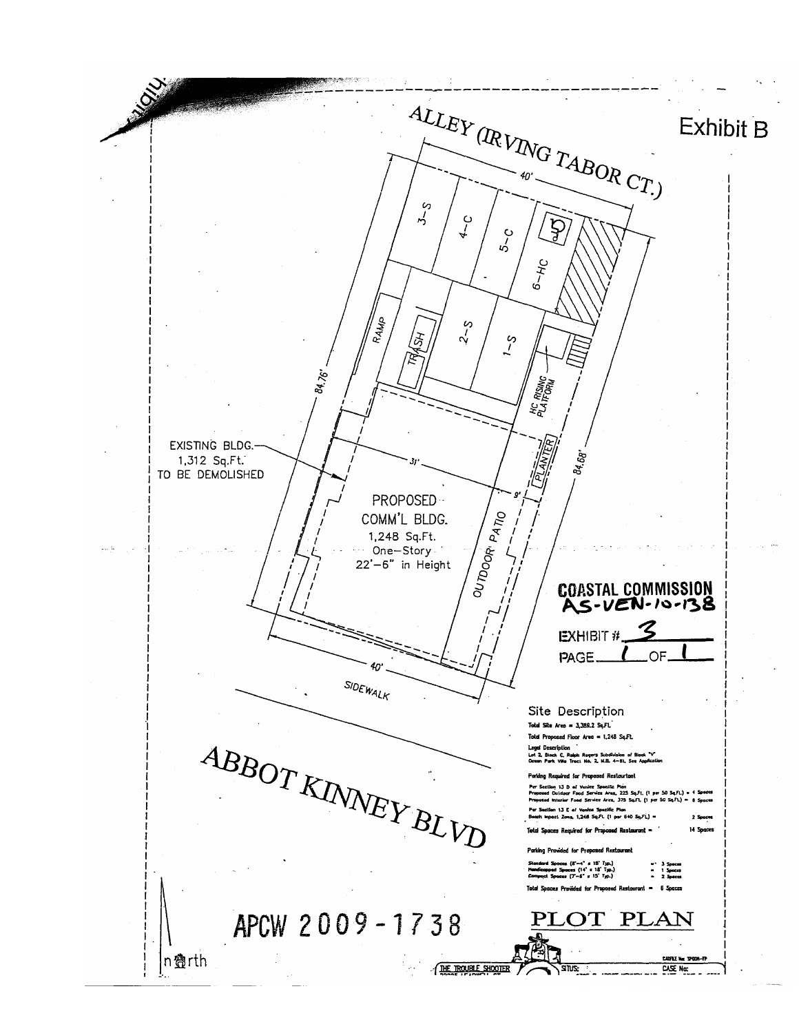Exhibit B

ALLEY (IRVING TABOR CT.)

40'

3–S

4–C

5–C

6–HC

RAMP

TRASH

2–S

1–S

HC RISING PLATFORM

84.76'

84.68'

EXISTING BLDG. 1,312 Sq.Ft. TO BE DEMOLISHED

31'

9'

PLANTER

PROPOSED COMM'L BLDG. 1,248 Sq.Ft. One–Story 22'–6" in Height

OUTDOOR PATIO

40'

SIDEWALK

ABBOT KINNEY BLVD

COASTAL COMMISSION
AS-VEN-10-138

EXHIBIT # 3

PAGE 1 OF 1

## Site Description

Total Site Area = 3,389.2 Sq.Ft.

Total Proposed Floor Area = 1,248 Sq.Ft.

Legal Description
Lot 2, Block C, Ralph Rogers Subdivision of Block "V" Ocean Park Villa Tract No. 2, M.B. 4–81, See Application

Parking Required for Proposed Restaurant

Per Section 13 D of Venice Specific Plan
Proposed Outdoor Food Service Area, 225 Sq.Ft. (1 per 50 Sq.Ft.) = 4 Spaces
Proposed Interior Food Service Area, 375 Sq.Ft. (1 per 50 Sq.Ft.) = 8 Spaces

Per Section 13 E of Venice Specific Plan
Beach Impact Zone, 1,248 Sq.Ft. (1 per 640 Sq.Ft.) = 2 Spaces

Total Spaces Required for Proposed Restaurant = 14 Spaces

Parking Provided for Proposed Restaurant

Standard Spaces (8'–4" x 18' Typ.) = 3 Spaces
Handicapped Spaces (14' x 18' Typ.) = 1 Spaces
Compact Spaces (7'–6" x 15' Typ.) = 2 Spaces

Total Spaces Provided for Proposed Restaurant = 6 Spaces

APCW 2009-1738

PLOT PLAN

north

THE TROUBLE SHOOTER

SITUS:

CASE No: